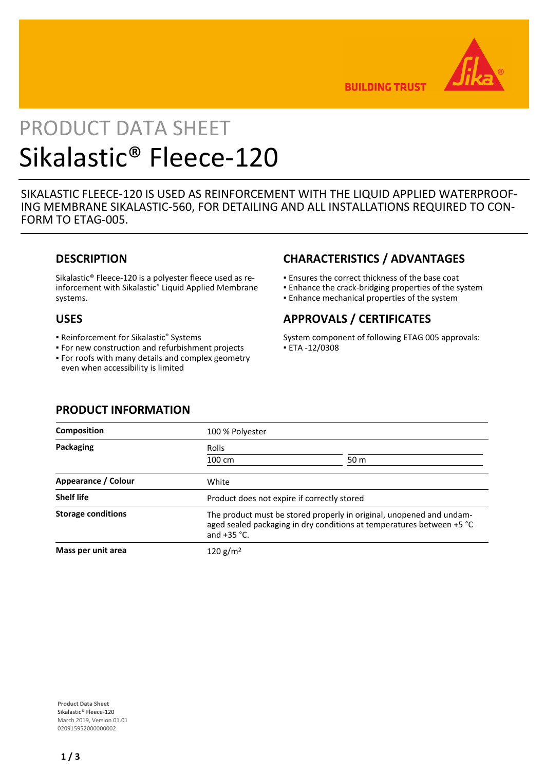PRODUCT DATA SHEET

# Sikalastic® Fleece-120

SIKALASTIC FLEECE-120 IS USED AS REINFORCEMENT WITH THE LIQUID APPLIED WATERPROOFING MEMBRANE SIKALASTIC-560, FOR DETAILING AND ALL INSTALLATIONS REQUIRED TO CONFORM TO ETAG-005.

## DESCRIPTION

Sikalastic® Fleece-120 is a polyester fleece used as reinforcement with Sikalastic® Liquid Applied Membrane systems.

## USES

- Reinforcement for Sikalastic® Systems
- For new construction and refurbishment projects
- For roofs with many details and complex geometry even when accessibility is limited

## CHARACTERISTICS / ADVANTAGES

- Ensures the correct thickness of the base coat
- Enhance the crack-bridging properties of the system
- Enhance mechanical properties of the system

## APPROVALS / CERTIFICATES

System component of following ETAG 005 approvals:
- ETA -12/0308

## PRODUCT INFORMATION

| | | |
|---|---|---|
| **Composition** | 100 % Polyester | |
| **Packaging** | Rolls | |
| | 100 cm | 50 m |
| **Appearance / Colour** | White | |
| **Shelf life** | Product does not expire if correctly stored | |
| **Storage conditions** | The product must be stored properly in original, unopened and undamaged sealed packaging in dry conditions at temperatures between +5 °C and +35 °C. | |
| **Mass per unit area** | 120 g/m² | |

**Product Data Sheet**
Sikalastic® Fleece-120
March 2019, Version 01.01
020915952000000002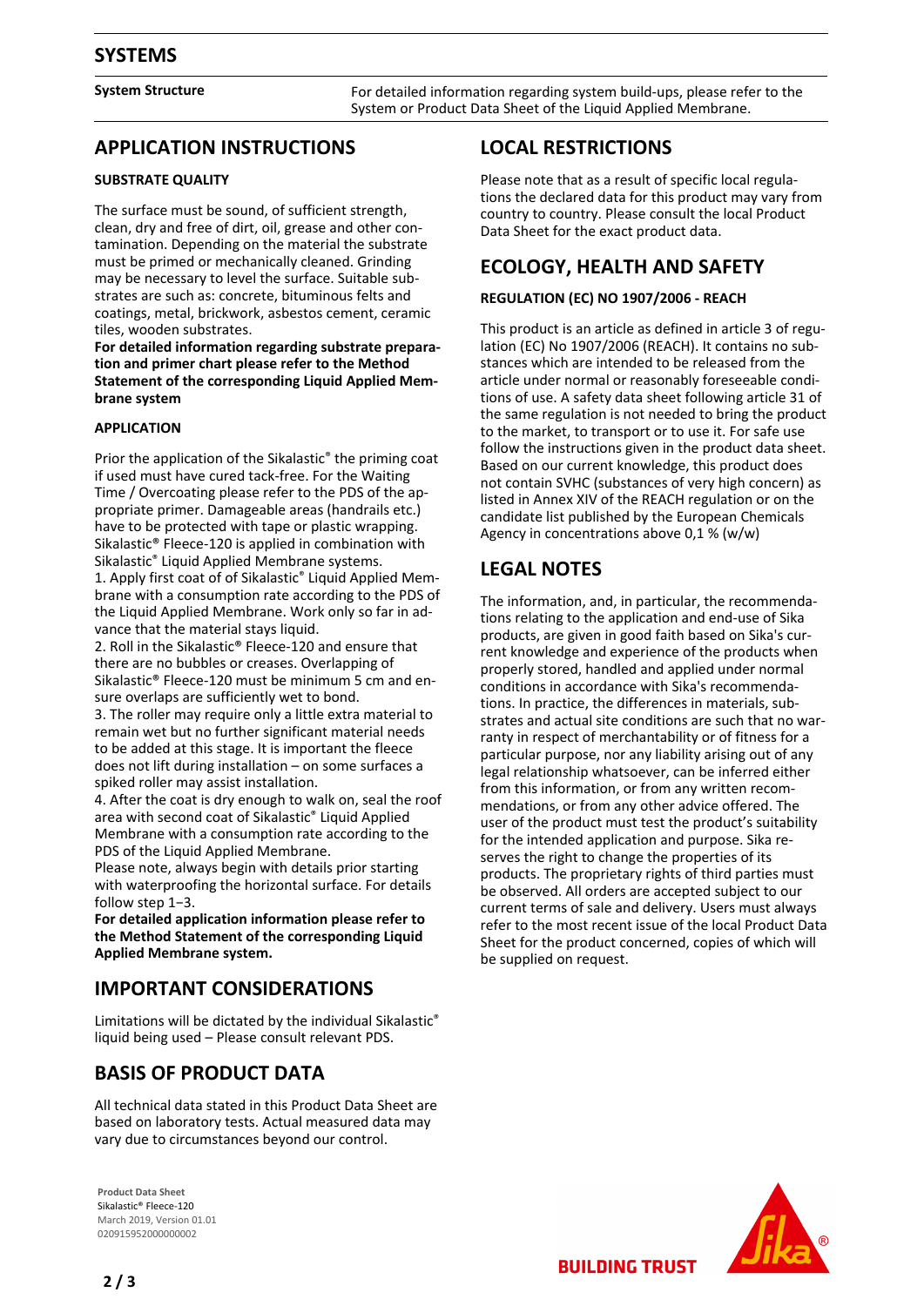## SYSTEMS

| | |
|---|---|
| **System Structure** | For detailed information regarding system build-ups, please refer to the System or Product Data Sheet of the Liquid Applied Membrane. |

## APPLICATION INSTRUCTIONS

### SUBSTRATE QUALITY

The surface must be sound, of sufficient strength, clean, dry and free of dirt, oil, grease and other contamination. Depending on the material the substrate must be primed or mechanically cleaned. Grinding may be necessary to level the surface. Suitable substrates are such as: concrete, bituminous felts and coatings, metal, brickwork, asbestos cement, ceramic tiles, wooden substrates.

**For detailed information regarding substrate preparation and primer chart please refer to the Method Statement of the corresponding Liquid Applied Membrane system**

### APPLICATION

Prior the application of the Sikalastic® the priming coat if used must have cured tack-free. For the Waiting Time / Overcoating please refer to the PDS of the appropriate primer. Damageable areas (handrails etc.) have to be protected with tape or plastic wrapping. Sikalastic® Fleece-120 is applied in combination with Sikalastic® Liquid Applied Membrane systems.

1. Apply first coat of of Sikalastic® Liquid Applied Membrane with a consumption rate according to the PDS of the Liquid Applied Membrane. Work only so far in advance that the material stays liquid.
2. Roll in the Sikalastic® Fleece-120 and ensure that there are no bubbles or creases. Overlapping of Sikalastic® Fleece-120 must be minimum 5 cm and ensure overlaps are sufficiently wet to bond.
3. The roller may require only a little extra material to remain wet but no further significant material needs to be added at this stage. It is important the fleece does not lift during installation – on some surfaces a spiked roller may assist installation.
4. After the coat is dry enough to walk on, seal the roof area with second coat of Sikalastic® Liquid Applied Membrane with a consumption rate according to the PDS of the Liquid Applied Membrane.

Please note, always begin with details prior starting with waterproofing the horizontal surface. For details follow step 1−3.

**For detailed application information please refer to the Method Statement of the corresponding Liquid Applied Membrane system.**

## IMPORTANT CONSIDERATIONS

Limitations will be dictated by the individual Sikalastic® liquid being used – Please consult relevant PDS.

## BASIS OF PRODUCT DATA

All technical data stated in this Product Data Sheet are based on laboratory tests. Actual measured data may vary due to circumstances beyond our control.

## LOCAL RESTRICTIONS

Please note that as a result of specific local regulations the declared data for this product may vary from country to country. Please consult the local Product Data Sheet for the exact product data.

## ECOLOGY, HEALTH AND SAFETY

### REGULATION (EC) NO 1907/2006 - REACH

This product is an article as defined in article 3 of regulation (EC) No 1907/2006 (REACH). It contains no substances which are intended to be released from the article under normal or reasonably foreseeable conditions of use. A safety data sheet following article 31 of the same regulation is not needed to bring the product to the market, to transport or to use it. For safe use follow the instructions given in the product data sheet. Based on our current knowledge, this product does not contain SVHC (substances of very high concern) as listed in Annex XIV of the REACH regulation or on the candidate list published by the European Chemicals Agency in concentrations above 0,1 % (w/w)

## LEGAL NOTES

The information, and, in particular, the recommendations relating to the application and end-use of Sika products, are given in good faith based on Sika's current knowledge and experience of the products when properly stored, handled and applied under normal conditions in accordance with Sika's recommendations. In practice, the differences in materials, substrates and actual site conditions are such that no warranty in respect of merchantability or of fitness for a particular purpose, nor any liability arising out of any legal relationship whatsoever, can be inferred either from this information, or from any written recommendations, or from any other advice offered. The user of the product must test the product's suitability for the intended application and purpose. Sika reserves the right to change the properties of its products. The proprietary rights of third parties must be observed. All orders are accepted subject to our current terms of sale and delivery. Users must always refer to the most recent issue of the local Product Data Sheet for the product concerned, copies of which will be supplied on request.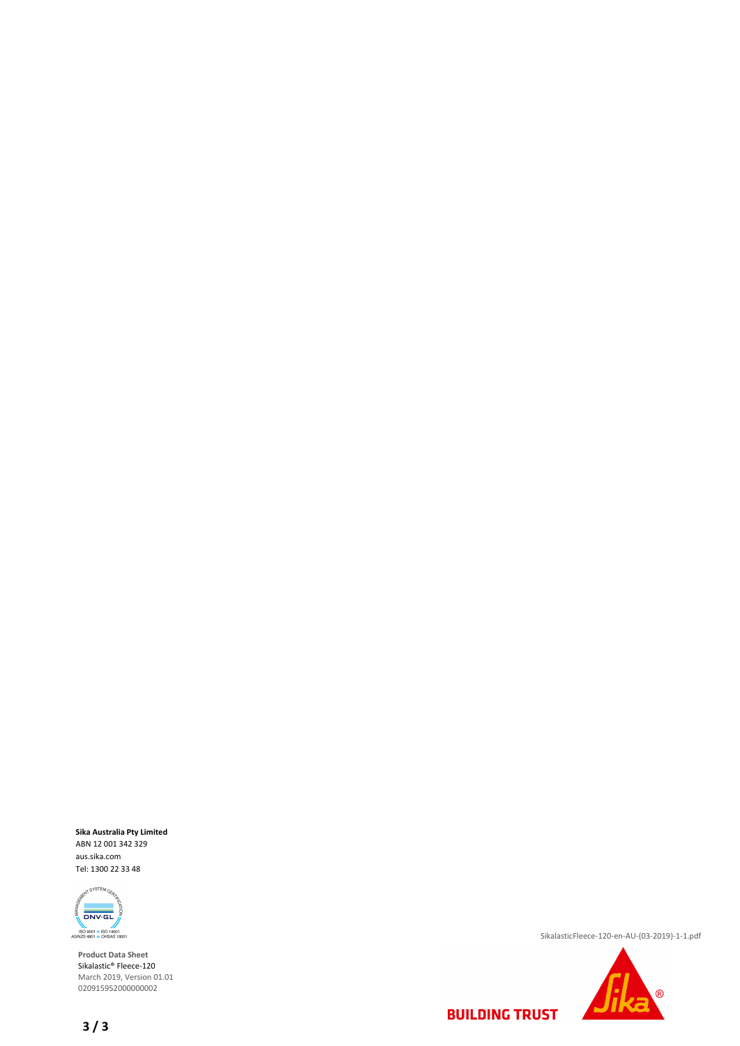**Sika Australia Pty Limited**
ABN 12 001 342 329
aus.sika.com
Tel: 1300 22 33 48

**Product Data Sheet**
Sikalastic® Fleece-120
March 2019, Version 01.01
020915952000000002

SikalasticFleece-120-en-AU-(03-2019)-1-1.pdf

**BUILDING TRUST**